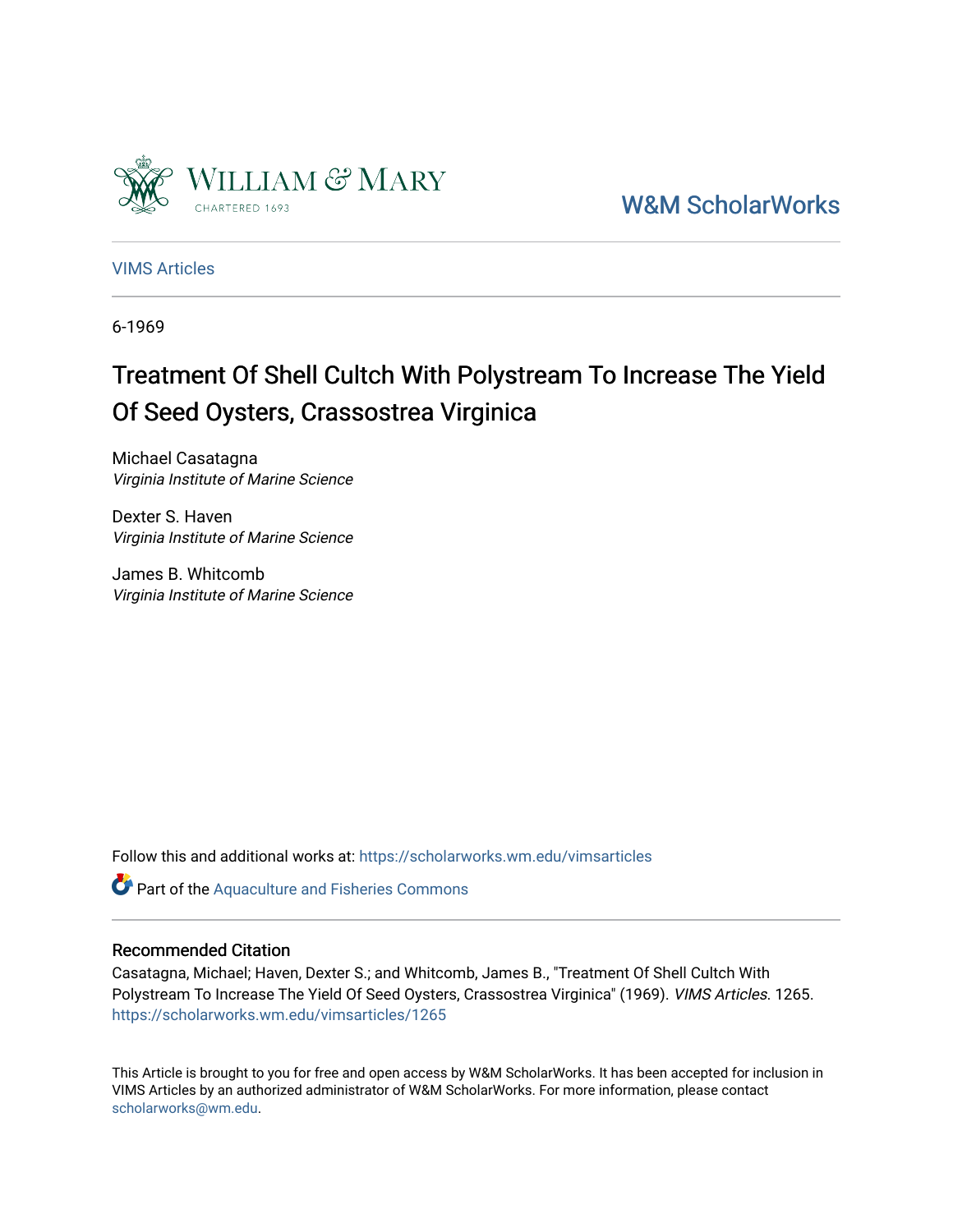William & Mary

CHARTERED 1693

W&M ScholarWorks

VIMS Articles

6-1969

# Treatment Of Shell Cultch With Polystream To Increase The Yield Of Seed Oysters, Crassostrea Virginica

Michael Casatagna
*Virginia Institute of Marine Science*

Dexter S. Haven
*Virginia Institute of Marine Science*

James B. Whitcomb
*Virginia Institute of Marine Science*

Follow this and additional works at: https://scholarworks.wm.edu/vimsarticles

Part of the Aquaculture and Fisheries Commons

## Recommended Citation

Casatagna, Michael; Haven, Dexter S.; and Whitcomb, James B., "Treatment Of Shell Cultch With Polystream To Increase The Yield Of Seed Oysters, Crassostrea Virginica" (1969). *VIMS Articles*. 1265.
https://scholarworks.wm.edu/vimsarticles/1265

This Article is brought to you for free and open access by W&M ScholarWorks. It has been accepted for inclusion in VIMS Articles by an authorized administrator of W&M ScholarWorks. For more information, please contact scholarworks@wm.edu.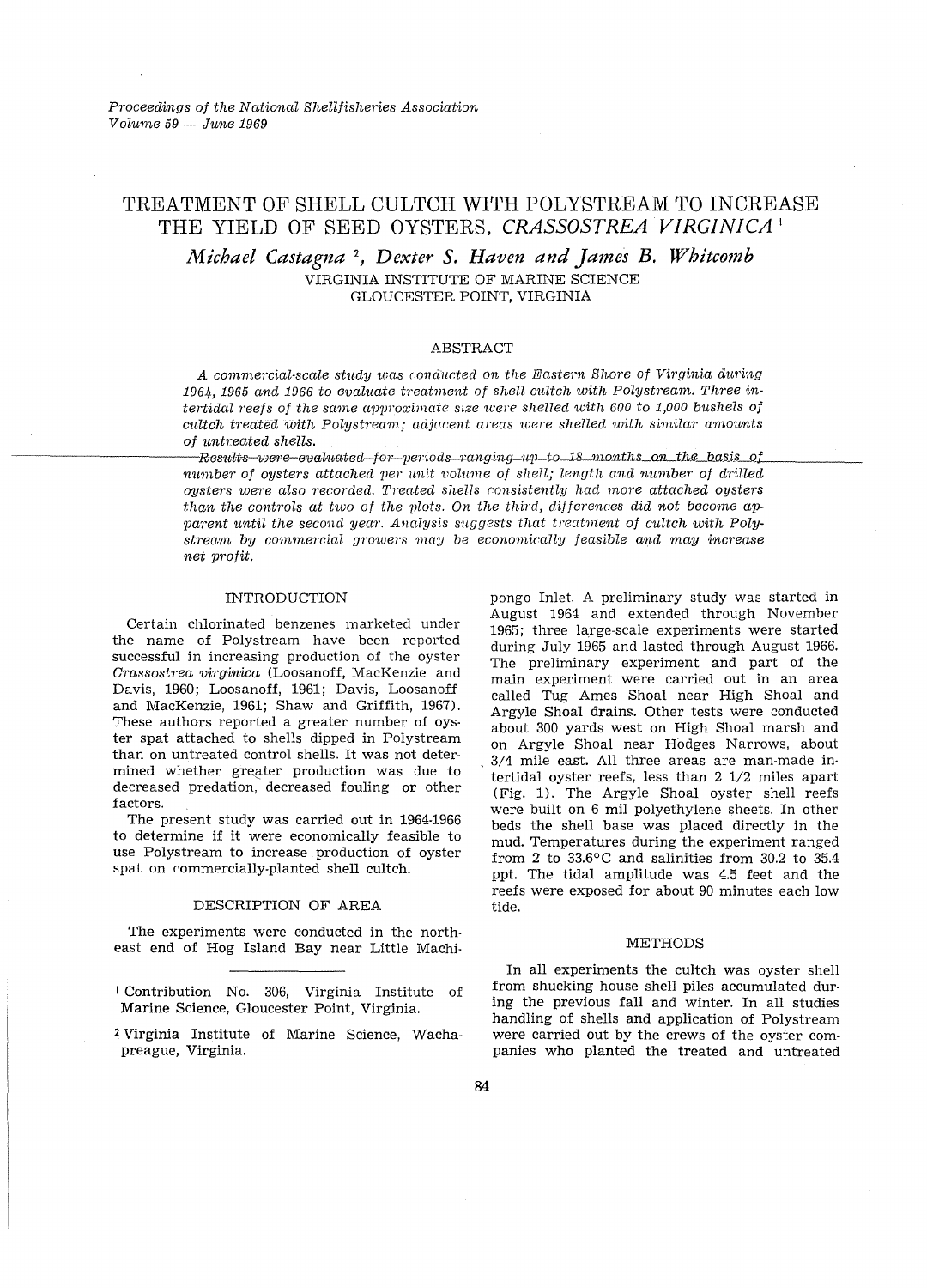*Proceedings of the National Shellfisheries Association*
*Volume 59 — June 1969*

# TREATMENT OF SHELL CULTCH WITH POLYSTREAM TO INCREASE THE YIELD OF SEED OYSTERS, *CRASSOSTREA VIRGINICA* [1]

*Michael Castagna* [2], *Dexter S. Haven and James B. Whitcomb*

VIRGINIA INSTITUTE OF MARINE SCIENCE
GLOUCESTER POINT, VIRGINIA

## ABSTRACT

*A commercial-scale study was conducted on the Eastern Shore of Virginia during 1964, 1965 and 1966 to evaluate treatment of shell cultch with Polystream. Three intertidal reefs of the same approximate size were shelled with 600 to 1,000 bushels of cultch treated with Polystream; adjacent areas were shelled with similar amounts of untreated shells.*

*Results were evaluated for periods ranging up to 18 months on the basis of number of oysters attached per unit volume of shell; length and number of drilled oysters were also recorded. Treated shells consistently had more attached oysters than the controls at two of the plots. On the third, differences did not become apparent until the second year. Analysis suggests that treatment of cultch with Polystream by commercial growers may be economically feasible and may increase net profit.*

## INTRODUCTION

Certain chlorinated benzenes marketed under the name of Polystream have been reported successful in increasing production of the oyster *Crassostrea virginica* (Loosanoff, MacKenzie and Davis, 1960; Loosanoff, 1961; Davis, Loosanoff and MacKenzie, 1961; Shaw and Griffith, 1967). These authors reported a greater number of oyster spat attached to shells dipped in Polystream than on untreated control shells. It was not determined whether greater production was due to decreased predation, decreased fouling or other factors.

The present study was carried out in 1964-1966 to determine if it were economically feasible to use Polystream to increase production of oyster spat on commercially-planted shell cultch.

## DESCRIPTION OF AREA

The experiments were conducted in the northeast end of Hog Island Bay near Little Machipongo Inlet. A preliminary study was started in August 1964 and extended through November 1965; three large-scale experiments were started during July 1965 and lasted through August 1966. The preliminary experiment and part of the main experiment were carried out in an area called Tug Ames Shoal near High Shoal and Argyle Shoal drains. Other tests were conducted about 300 yards west on High Shoal marsh and on Argyle Shoal near Hodges Narrows, about 3/4 mile east. All three areas are man-made intertidal oyster reefs, less than 2 1/2 miles apart (Fig. 1). The Argyle Shoal oyster shell reefs were built on 6 mil polyethylene sheets. In other beds the shell base was placed directly in the mud. Temperatures during the experiment ranged from 2 to 33.6°C and salinities from 30.2 to 35.4 ppt. The tidal amplitude was 4.5 feet and the reefs were exposed for about 90 minutes each low tide.

## METHODS

In all experiments the cultch was oyster shell from shucking house shell piles accumulated during the previous fall and winter. In all studies handling of shells and application of Polystream were carried out by the crews of the oyster companies who planted the treated and untreated

---

[1] Contribution No. 306, Virginia Institute of Marine Science, Gloucester Point, Virginia.

[2] Virginia Institute of Marine Science, Wachapreague, Virginia.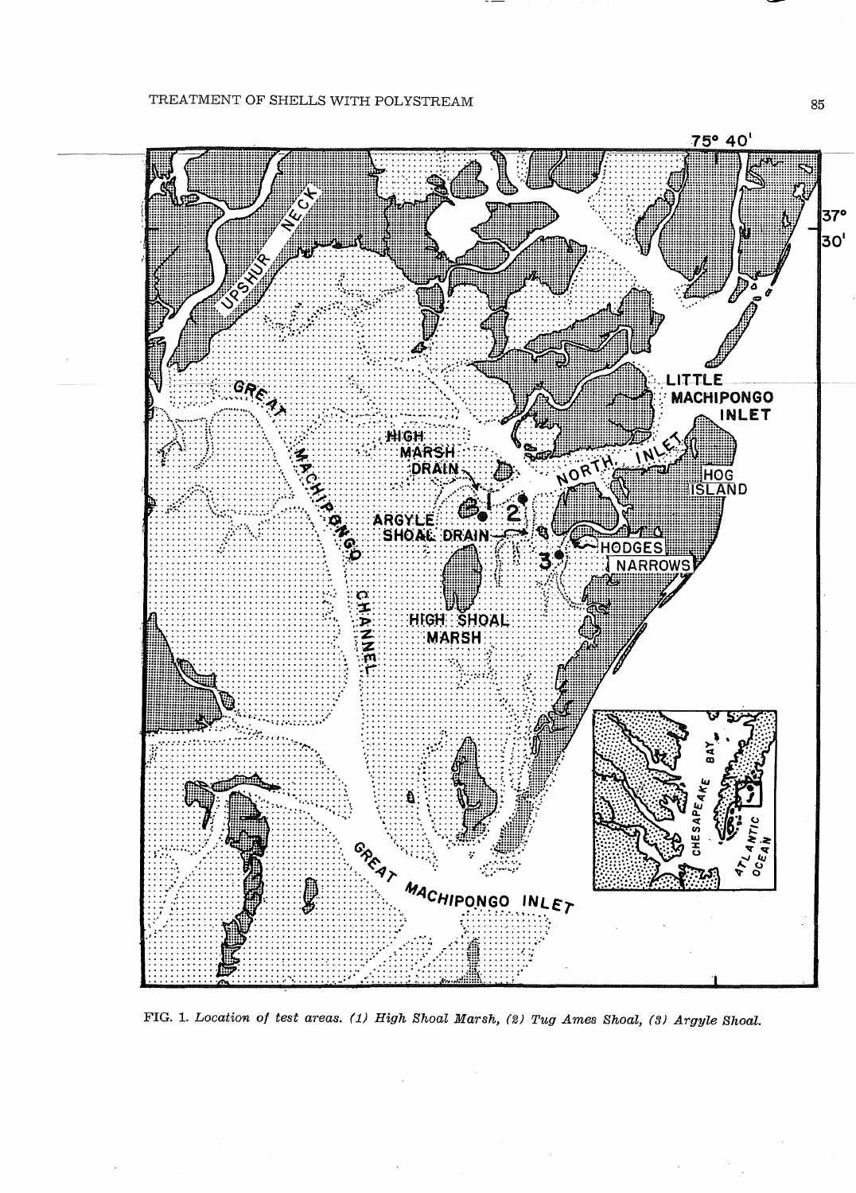FIG. 1. *Location of test areas. (1) High Shoal Marsh, (2) Tug Ames Shoal, (3) Argyle Shoal.*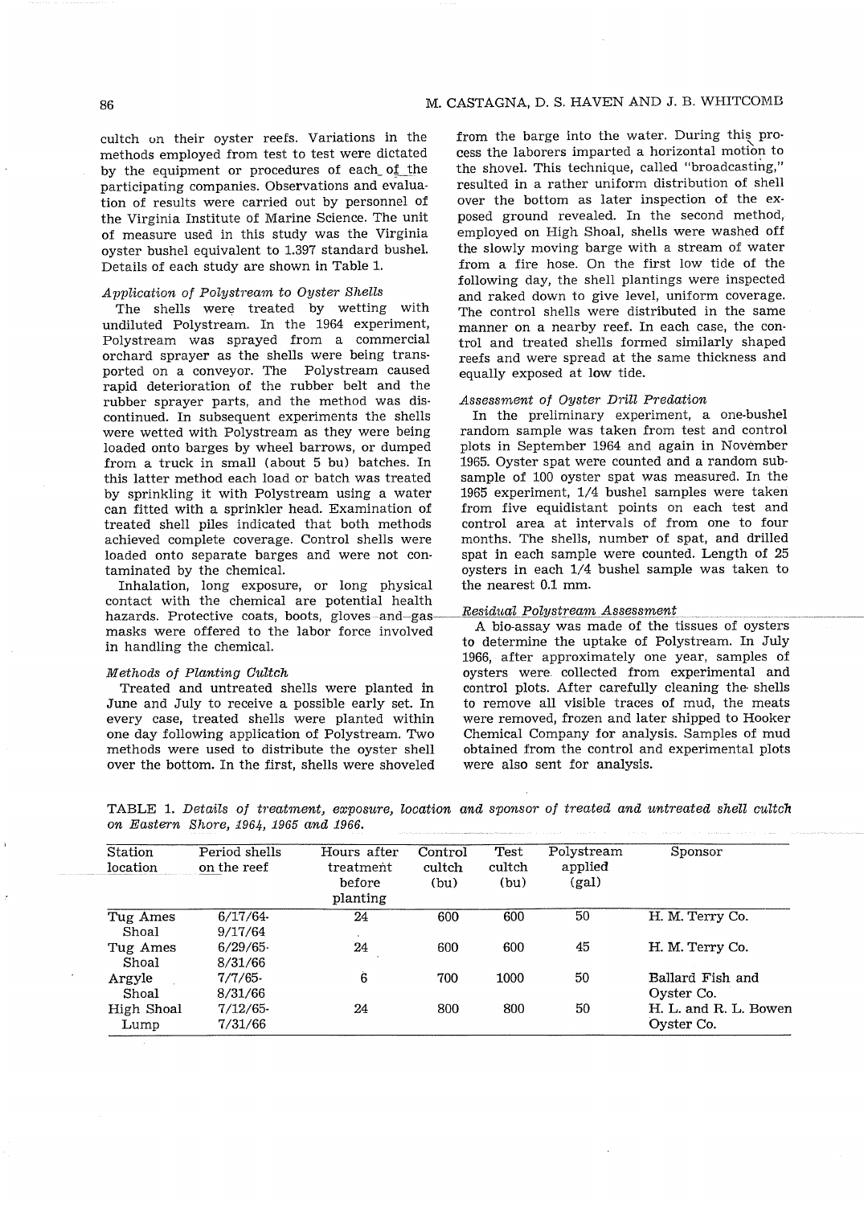cultch on their oyster reefs. Variations in the methods employed from test to test were dictated by the equipment or procedures of each of the participating companies. Observations and evaluation of results were carried out by personnel of the Virginia Institute of Marine Science. The unit of measure used in this study was the Virginia oyster bushel equivalent to 1.397 standard bushel. Details of each study are shown in Table 1.

*Application of Polystream to Oyster Shells*

The shells were treated by wetting with undiluted Polystream. In the 1964 experiment, Polystream was sprayed from a commercial orchard sprayer as the shells were being transported on a conveyor. The Polystream caused rapid deterioration of the rubber belt and the rubber sprayer parts, and the method was discontinued. In subsequent experiments the shells were wetted with Polystream as they were being loaded onto barges by wheel barrows, or dumped from a truck in small (about 5 bu) batches. In this latter method each load or batch was treated by sprinkling it with Polystream using a water can fitted with a sprinkler head. Examination of treated shell piles indicated that both methods achieved complete coverage. Control shells were loaded onto separate barges and were not contaminated by the chemical.

Inhalation, long exposure, or long physical contact with the chemical are potential health hazards. Protective coats, boots, gloves and gas masks were offered to the labor force involved in handling the chemical.

*Methods of Planting Cultch*

Treated and untreated shells were planted in June and July to receive a possible early set. In every case, treated shells were planted within one day following application of Polystream. Two methods were used to distribute the oyster shell over the bottom. In the first, shells were shoveled from the barge into the water. During this process the laborers imparted a horizontal motion to the shovel. This technique, called "broadcasting," resulted in a rather uniform distribution of shell over the bottom as later inspection of the exposed ground revealed. In the second method, employed on High Shoal, shells were washed off the slowly moving barge with a stream of water from a fire hose. On the first low tide of the following day, the shell plantings were inspected and raked down to give level, uniform coverage. The control shells were distributed in the same manner on a nearby reef. In each case, the control and treated shells formed similarly shaped reefs and were spread at the same thickness and equally exposed at low tide.

*Assessment of Oyster Drill Predation*

In the preliminary experiment, a one-bushel random sample was taken from test and control plots in September 1964 and again in November 1965. Oyster spat were counted and a random subsample of 100 oyster spat was measured. In the 1965 experiment, 1/4 bushel samples were taken from five equidistant points on each test and control area at intervals of from one to four months. The shells, number of spat, and drilled spat in each sample were counted. Length of 25 oysters in each 1/4 bushel sample was taken to the nearest 0.1 mm.

*Residual Polystream Assessment*

A bio-assay was made of the tissues of oysters to determine the uptake of Polystream. In July 1966, after approximately one year, samples of oysters were collected from experimental and control plots. After carefully cleaning the shells to remove all visible traces of mud, the meats were removed, frozen and later shipped to Hooker Chemical Company for analysis. Samples of mud obtained from the control and experimental plots were also sent for analysis.

TABLE 1. *Details of treatment, exposure, location and sponsor of treated and untreated shell cultch on Eastern Shore, 1964, 1965 and 1966.*

| Station location | Period shells on the reef | Hours after treatment before planting | Control cultch (bu) | Test cultch (bu) | Polystream applied (gal) | Sponsor |
|---|---|---|---|---|---|---|
| Tug Ames Shoal | 6/17/64-9/17/64 | 24 | 600 | 600 | 50 | H. M. Terry Co. |
| Tug Ames Shoal | 6/29/65-8/31/66 | 24 | 600 | 600 | 45 | H. M. Terry Co. |
| Argyle Shoal | 7/7/65-8/31/66 | 6 | 700 | 1000 | 50 | Ballard Fish and Oyster Co. |
| High Shoal Lump | 7/12/65-7/31/66 | 24 | 800 | 800 | 50 | H. L. and R. L. Bowen Oyster Co. |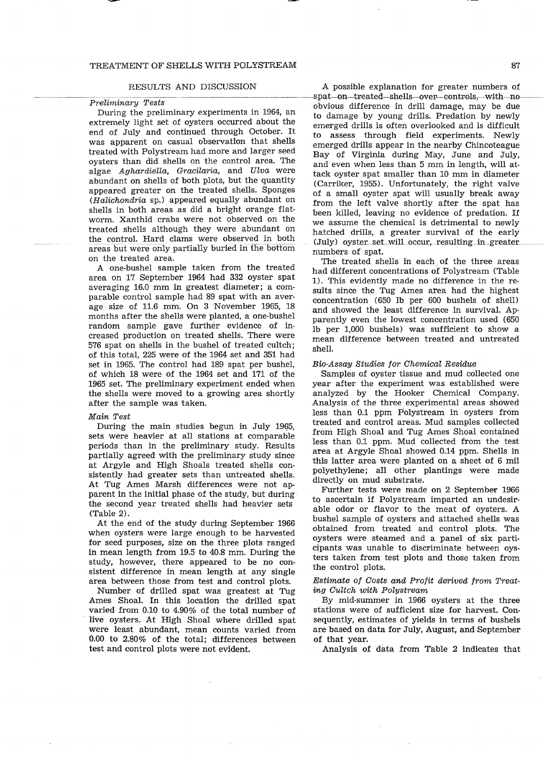## RESULTS AND DISCUSSION

### *Preliminary Tests*

During the preliminary experiments in 1964, an extremely light set of oysters occurred about the end of July and continued through October. It was apparent on casual observation that shells treated with Polystream had more and larger seed oysters than did shells on the control area. The algae *Aghardiella*, *Gracilaria*, and *Ulva* were abundant on shells of both plots, but the quantity appeared greater on the treated shells. Sponges (*Halichondria* sp.) appeared equally abundant on shells in both areas as did a bright orange flatworm. Xanthid crabs were not observed on the treated shells although they were abundant on the control. Hard clams were observed in both areas but were only partially buried in the bottom on the treated area.

A one-bushel sample taken from the treated area on 17 September 1964 had 332 oyster spat averaging 16.0 mm in greatest diameter; a comparable control sample had 89 spat with an average size of 11.6 mm. On 3 November 1965, 18 months after the shells were planted, a one-bushel random sample gave further evidence of increased production on treated shells. There were 576 spat on shells in the bushel of treated cultch; of this total, 225 were of the 1964 set and 351 had set in 1965. The control had 189 spat per bushel, of which 18 were of the 1964 set and 171 of the 1965 set. The preliminary experiment ended when the shells were moved to a growing area shortly after the sample was taken.

### *Main Test*

During the main studies begun in July 1965, sets were heavier at all stations at comparable periods than in the preliminary study. Results partially agreed with the preliminary study since at Argyle and High Shoals treated shells consistently had greater sets than untreated shells. At Tug Ames Marsh differences were not apparent in the initial phase of the study, but during the second year treated shells had heavier sets (Table 2).

At the end of the study during September 1966 when oysters were large enough to be harvested for seed purposes, size on the three plots ranged in mean length from 19.5 to 40.8 mm. During the study, however, there appeared to be no consistent difference in mean length at any single area between those from test and control plots.

Number of drilled spat was greatest at Tug Ames Shoal. In this location the drilled spat varied from 0.10 to 4.90% of the total number of live oysters. At High Shoal where drilled spat were least abundant, mean counts varied from 0.00 to 2.80% of the total; differences between test and control plots were not evident.

A possible explanation for greater numbers of spat on treated shells over controls, with no obvious difference in drill damage, may be due to damage by young drills. Predation by newly emerged drills is often overlooked and is difficult to assess through field experiments. Newly emerged drills appear in the nearby Chincoteague Bay of Virginia during May, June and July, and even when less than 5 mm in length, will attack oyster spat smaller than 10 mm in diameter (Carriker, 1955). Unfortunately, the right valve of a small oyster spat will usually break away from the left valve shortly after the spat has been killed, leaving no evidence of predation. If we assume the chemical is detrimental to newly hatched drills, a greater survival of the early (July) oyster set will occur, resulting in greater numbers of spat.

The treated shells in each of the three areas had different concentrations of Polystream (Table 1). This evidently made no difference in the results since the Tug Ames area had the highest concentration (650 lb per 600 bushels of shell) and showed the least difference in survival. Apparently even the lowest concentration used (650 lb per 1,000 bushels) was sufficient to show a mean difference between treated and untreated shell.

### *Bio-Assay Studies for Chemical Residue*

Samples of oyster tissue and mud collected one year after the experiment was established were analyzed by the Hooker Chemical Company. Analysis of the three experimental areas showed less than 0.1 ppm Polystream in oysters from treated and control areas. Mud samples collected from High Shoal and Tug Ames Shoal contained less than 0.1 ppm. Mud collected from the test area at Argyle Shoal showed 0.14 ppm. Shells in this latter area were planted on a sheet of 6 mil polyethylene; all other plantings were made directly on mud substrate.

Further tests were made on 2 September 1966 to ascertain if Polystream imparted an undesirable odor or flavor to the meat of oysters. A bushel sample of oysters and attached shells was obtained from treated and control plots. The oysters were steamed and a panel of six participants was unable to discriminate between oysters taken from test plots and those taken from the control plots.

### *Estimate of Costs and Profit derived from Treating Cultch with Polystream*

By mid-summer in 1966 oysters at the three stations were of sufficient size for harvest. Consequently, estimates of yields in terms of bushels are based on data for July, August, and September of that year.

Analysis of data from Table 2 indicates that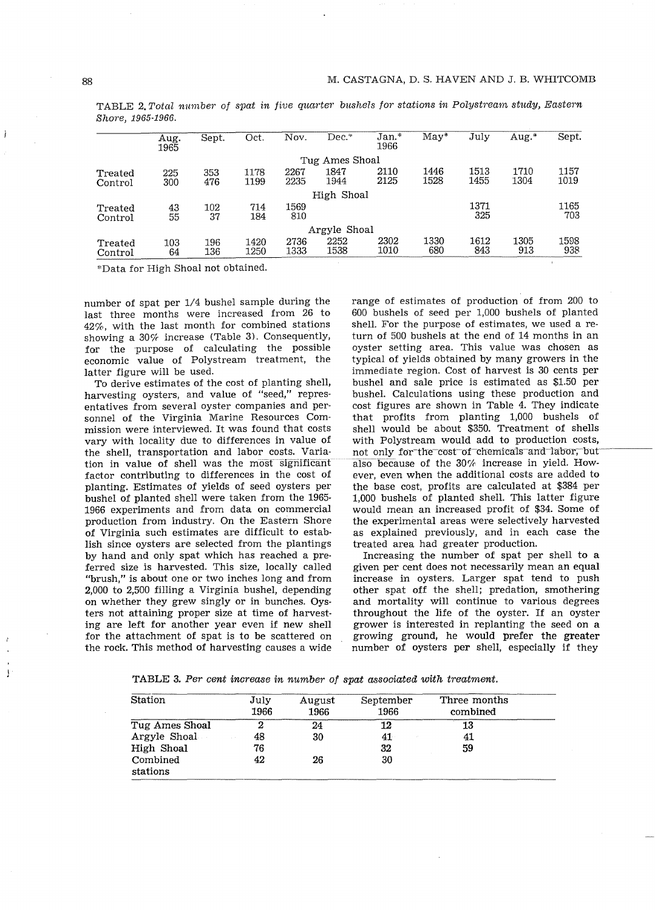TABLE 2. *Total number of spat in five quarter bushels for stations in Polystream study, Eastern Shore, 1965-1966.*

| | Aug. 1965 | Sept. | Oct. | Nov. | Dec.* | Jan.* 1966 | May* | July | Aug.* | Sept. |
|---|---|---|---|---|---|---|---|---|---|---|
| | | | | | Tug Ames Shoal | | | | | |
| Treated | 225 | 353 | 1178 | 2267 | 1847 | 2110 | 1446 | 1513 | 1710 | 1157 |
| Control | 300 | 476 | 1199 | 2235 | 1944 | 2125 | 1528 | 1455 | 1304 | 1019 |
| | | | | | High Shoal | | | | | |
| Treated | 43 | 102 | 714 | 1569 | | | | 1371 | | 1165 |
| Control | 55 | 37 | 184 | 810 | | | | 325 | | 703 |
| | | | | | Argyle Shoal | | | | | |
| Treated | 103 | 196 | 1420 | 2736 | 2252 | 2302 | 1330 | 1612 | 1305 | 1598 |
| Control | 64 | 136 | 1250 | 1333 | 1538 | 1010 | 680 | 843 | 913 | 938 |

*Data for High Shoal not obtained.

number of spat per 1/4 bushel sample during the last three months were increased from 26 to 42%, with the last month for combined stations showing a 30% increase (Table 3). Consequently, for the purpose of calculating the possible economic value of Polystream treatment, the latter figure will be used.

To derive estimates of the cost of planting shell, harvesting oysters, and value of "seed," representatives from several oyster companies and personnel of the Virginia Marine Resources Commission were interviewed. It was found that costs vary with locality due to differences in value of the shell, transportation and labor costs. Variation in value of shell was the most significant factor contributing to differences in the cost of planting. Estimates of yields of seed oysters per bushel of planted shell were taken from the 1965-1966 experiments and from data on commercial production from industry. On the Eastern Shore of Virginia such estimates are difficult to establish since oysters are selected from the plantings by hand and only spat which has reached a preferred size is harvested. This size, locally called "brush," is about one or two inches long and from 2,000 to 2,500 filling a Virginia bushel, depending on whether they grew singly or in bunches. Oysters not attaining proper size at time of harvesting are left for another year even if new shell for the attachment of spat is to be scattered on the rock. This method of harvesting causes a wide range of estimates of production of from 200 to 600 bushels of seed per 1,000 bushels of planted shell. For the purpose of estimates, we used a return of 500 bushels at the end of 14 months in an oyster setting area. This value was chosen as typical of yields obtained by many growers in the immediate region. Cost of harvest is 30 cents per bushel and sale price is estimated as $1.50 per bushel. Calculations using these production and cost figures are shown in Table 4. They indicate that profits from planting 1,000 bushels of shell would be about $350. Treatment of shells with Polystream would add to production costs, not only for the cost of chemicals and labor, but also because of the 30% increase in yield. However, even when the additional costs are added to the base cost, profits are calculated at $384 per 1,000 bushels of planted shell. This latter figure would mean an increased profit of $34. Some of the experimental areas were selectively harvested as explained previously, and in each case the treated area had greater production.

Increasing the number of spat per shell to a given per cent does not necessarily mean an equal increase in oysters. Larger spat tend to push other spat off the shell; predation, smothering and mortality will continue to various degrees throughout the life of the oyster. If an oyster grower is interested in replanting the seed on a growing ground, he would prefer the greater number of oysters per shell, especially if they

TABLE 3. *Per cent increase in number of spat associated with treatment.*

| Station | July 1966 | August 1966 | September 1966 | Three months combined |
|---|---|---|---|---|
| Tug Ames Shoal | 2 | 24 | 12 | 13 |
| Argyle Shoal | 48 | 30 | 41 | 41 |
| High Shoal | 76 | | 32 | 59 |
| Combined stations | 42 | 26 | 30 | |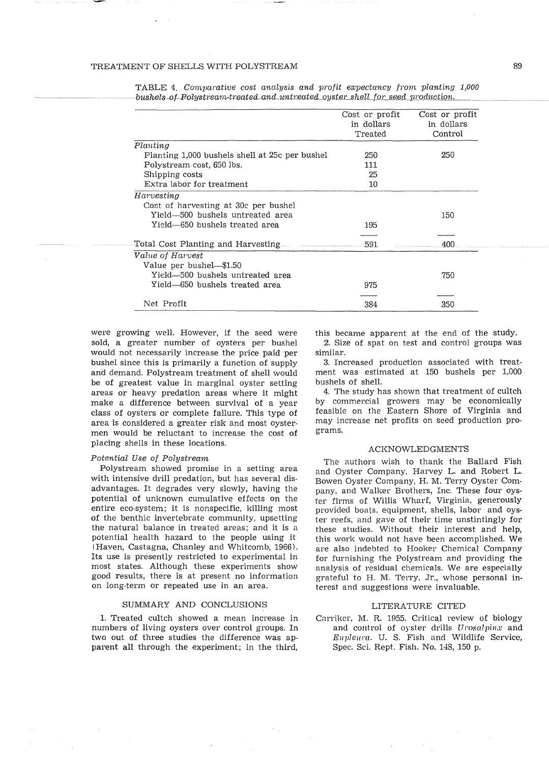TABLE 4. *Comparative cost analysis and profit expectancy from planting 1,000 bushels of Polystream-treated and untreated oyster shell for seed production.*

| | Cost or profit in dollars Treated | Cost or profit in dollars Control |
|---|---|---|
| *Planting* | | |
| Planting 1,000 bushels shell at 25c per bushel | 250 | 250 |
| Polystream cost, 650 lbs. | 111 | |
| Shipping costs | 25 | |
| Extra labor for treatment | 10 | |
| *Harvesting* | | |
| Cost of harvesting at 30c per bushel | | |
| Yield—500 bushels untreated area | | 150 |
| Yield—650 bushels treated area | 195 | |
| Total Cost Planting and Harvesting | 591 | 400 |
| *Value of Harvest* | | |
| Value per bushel—$1.50 | | |
| Yield—500 bushels untreated area | | 750 |
| Yield—650 bushels treated area | 975 | |
| Net Profit | 384 | 350 |

were growing well. However, if the seed were sold, a greater number of oysters per bushel would not necessarily increase the price paid per bushel since this is primarily a function of supply and demand. Polystream treatment of shell would be of greatest value in marginal oyster setting areas or heavy predation areas where it might make a difference between survival of a year class of oysters or complete failure. This type of area is considered a greater risk and most oystermen would be reluctant to increase the cost of placing shells in these locations.

### *Potential Use of Polystream*

Polystream showed promise in a setting area with intensive drill predation, but has several disadvantages. It degrades very slowly, having the potential of unknown cumulative effects on the entire eco-system; it is nonspecific, killing most of the benthic invertebrate community, upsetting the natural balance in treated areas; and it is a potential health hazard to the people using it (Haven, Castagna, Chanley and Whitcomb, 1966). Its use is presently restricted to experimental in most states. Although these experiments show good results, there is at present no information on long-term or repeated use in an area.

## SUMMARY AND CONCLUSIONS

1. Treated cultch showed a mean increase in numbers of living oysters over control groups. In two out of three studies the difference was apparent all through the experiment; in the third, this became apparent at the end of the study.

2. Size of spat on test and control groups was similar.

3. Increased production associated with treatment was estimated at 150 bushels per 1,000 bushels of shell.

4. The study has shown that treatment of cultch by commercial growers may be economically feasible on the Eastern Shore of Virginia and may increase net profits on seed production programs.

## ACKNOWLEDGMENTS

The authors wish to thank the Ballard Fish and Oyster Company, Harvey L. and Robert L. Bowen Oyster Company, H. M. Terry Oyster Company, and Walker Brothers, Inc. These four oyster firms of Willis Wharf, Virginia, generously provided boats, equipment, shells, labor and oyster reefs, and gave of their time unstintingly for these studies. Without their interest and help, this work would not have been accomplished. We are also indebted to Hooker Chemical Company for furnishing the Polystream and providing the analysis of residual chemicals. We are especially grateful to H. M. Terry, Jr., whose personal interest and suggestions were invaluable.

## LITERATURE CITED

Carriker, M. R. 1955. Critical review of biology and control of oyster drills *Urosalpinx* and *Eupleura*. U. S. Fish and Wildlife Service, Spec. Sci. Rept. Fish. No. 148, 150 p.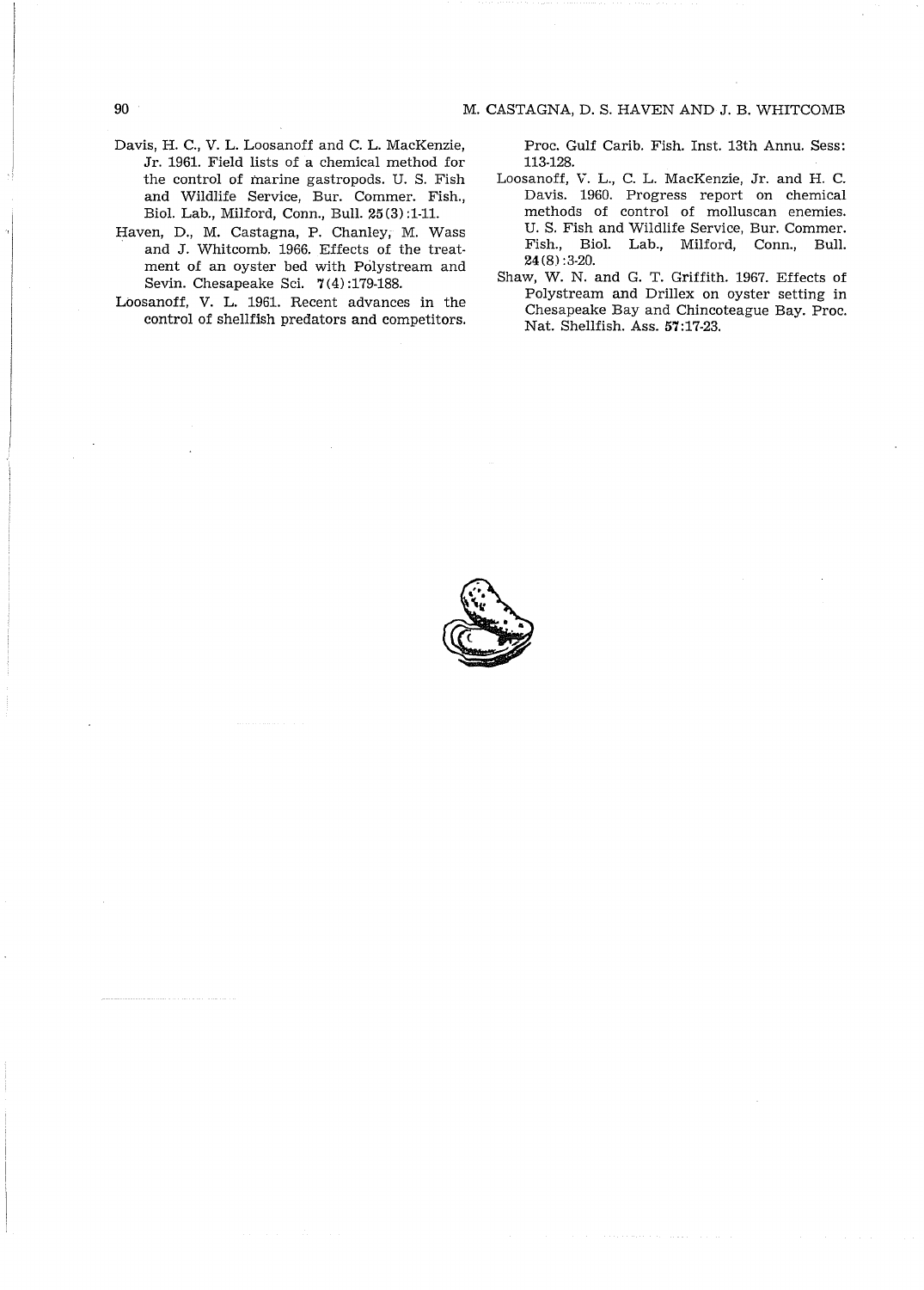Davis, H. C., V. L. Loosanoff and C. L. MacKenzie, Jr. 1961. Field lists of a chemical method for the control of marine gastropods. U. S. Fish and Wildlife Service, Bur. Commer. Fish., Biol. Lab., Milford, Conn., Bull. **25**(3):1-11.

Haven, D., M. Castagna, P. Chanley, M. Wass and J. Whitcomb. 1966. Effects of the treatment of an oyster bed with Polystream and Sevin. Chesapeake Sci. **7**(4):179-188.

Loosanoff, V. L. 1961. Recent advances in the control of shellfish predators and competitors. Proc. Gulf Carib. Fish. Inst. 13th Annu. Sess: 113-128.

Loosanoff, V. L., C. L. MacKenzie, Jr. and H. C. Davis. 1960. Progress report on chemical methods of control of molluscan enemies. U. S. Fish and Wildlife Service, Bur. Commer. Fish., Biol. Lab., Milford, Conn., Bull. **24**(8):3-20.

Shaw, W. N. and G. T. Griffith. 1967. Effects of Polystream and Drillex on oyster setting in Chesapeake Bay and Chincoteague Bay. Proc. Nat. Shellfish. Ass. **57**:17-23.